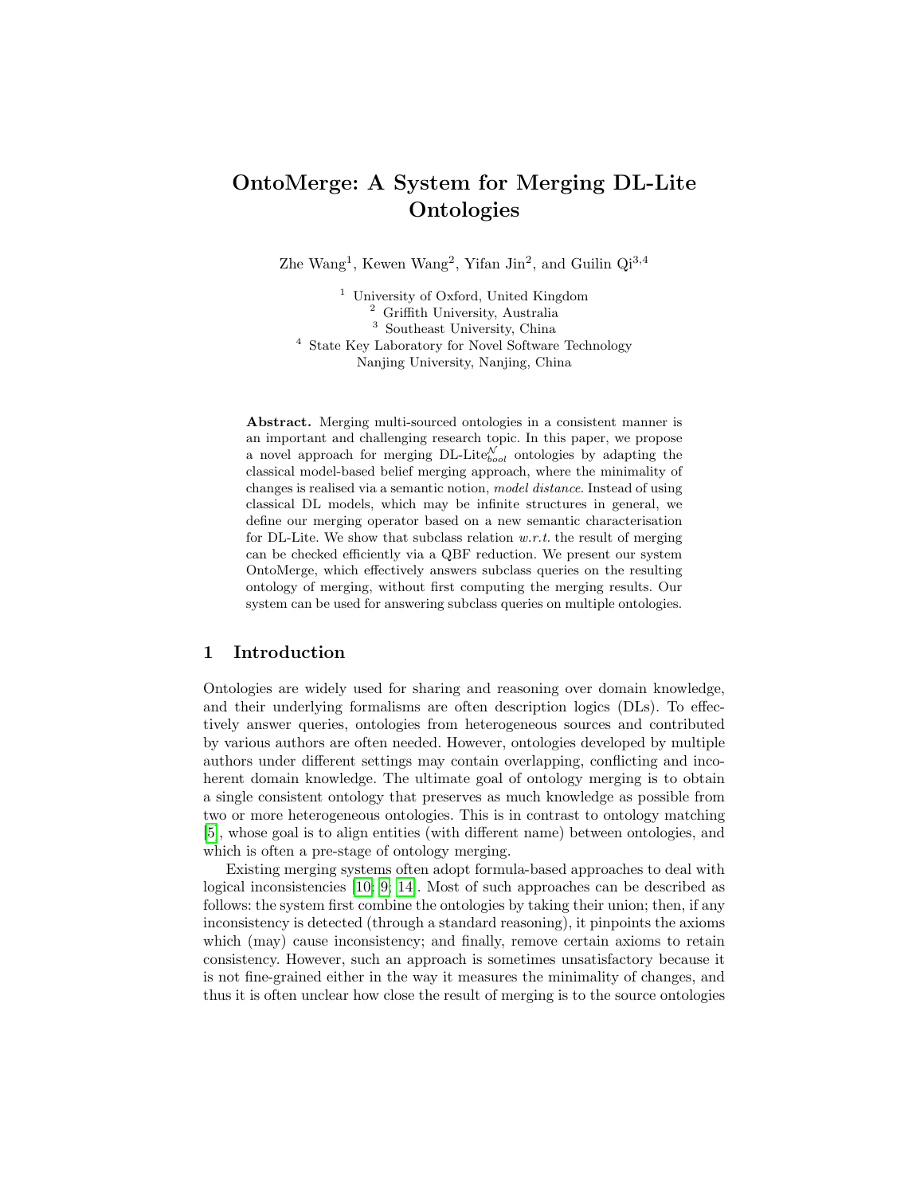# OntoMerge: A System for Merging DL-Lite Ontologies

Zhe Wang[1], Kewen Wang[2], Yifan Jin[2], and Guilin Qi[3,4]

[1] University of Oxford, United Kingdom
[2] Griffith University, Australia
[3] Southeast University, China
[4] State Key Laboratory for Novel Software Technology
Nanjing University, Nanjing, China

**Abstract.** Merging multi-sourced ontologies in a consistent manner is an important and challenging research topic. In this paper, we propose a novel approach for merging DL-Lite$^{\mathcal{N}}_{bool}$ ontologies by adapting the classical model-based belief merging approach, where the minimality of changes is realised via a semantic notion, *model distance*. Instead of using classical DL models, which may be infinite structures in general, we define our merging operator based on a new semantic characterisation for DL-Lite. We show that subclass relation *w.r.t.* the result of merging can be checked efficiently via a QBF reduction. We present our system OntoMerge, which effectively answers subclass queries on the resulting ontology of merging, without first computing the merging results. Our system can be used for answering subclass queries on multiple ontologies.

## 1 Introduction

Ontologies are widely used for sharing and reasoning over domain knowledge, and their underlying formalisms are often description logics (DLs). To effectively answer queries, ontologies from heterogeneous sources and contributed by various authors are often needed. However, ontologies developed by multiple authors under different settings may contain overlapping, conflicting and incoherent domain knowledge. The ultimate goal of ontology merging is to obtain a single consistent ontology that preserves as much knowledge as possible from two or more heterogeneous ontologies. This is in contrast to ontology matching [5], whose goal is to align entities (with different name) between ontologies, and which is often a pre-stage of ontology merging.

Existing merging systems often adopt formula-based approaches to deal with logical inconsistencies [10; 9; 14]. Most of such approaches can be described as follows: the system first combine the ontologies by taking their union; then, if any inconsistency is detected (through a standard reasoning), it pinpoints the axioms which (may) cause inconsistency; and finally, remove certain axioms to retain consistency. However, such an approach is sometimes unsatisfactory because it is not fine-grained either in the way it measures the minimality of changes, and thus it is often unclear how close the result of merging is to the source ontologies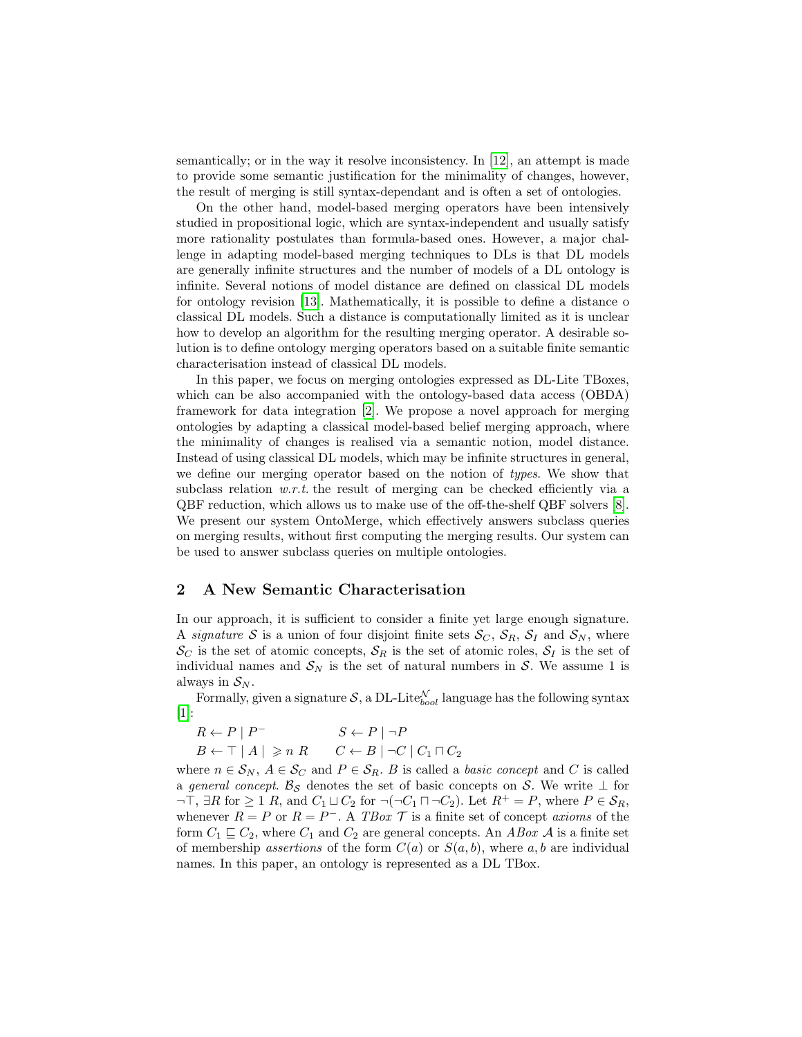semantically; or in the way it resolve inconsistency. In [12], an attempt is made to provide some semantic justification for the minimality of changes, however, the result of merging is still syntax-dependant and is often a set of ontologies.

On the other hand, model-based merging operators have been intensively studied in propositional logic, which are syntax-independent and usually satisfy more rationality postulates than formula-based ones. However, a major challenge in adapting model-based merging techniques to DLs is that DL models are generally infinite structures and the number of models of a DL ontology is infinite. Several notions of model distance are defined on classical DL models for ontology revision [13]. Mathematically, it is possible to define a distance o classical DL models. Such a distance is computationally limited as it is unclear how to develop an algorithm for the resulting merging operator. A desirable solution is to define ontology merging operators based on a suitable finite semantic characterisation instead of classical DL models.

In this paper, we focus on merging ontologies expressed as DL-Lite TBoxes, which can be also accompanied with the ontology-based data access (OBDA) framework for data integration [2]. We propose a novel approach for merging ontologies by adapting a classical model-based belief merging approach, where the minimality of changes is realised via a semantic notion, model distance. Instead of using classical DL models, which may be infinite structures in general, we define our merging operator based on the notion of *types*. We show that subclass relation *w.r.t.* the result of merging can be checked efficiently via a QBF reduction, which allows us to make use of the off-the-shelf QBF solvers [8]. We present our system OntoMerge, which effectively answers subclass queries on merging results, without first computing the merging results. Our system can be used to answer subclass queries on multiple ontologies.

## 2 A New Semantic Characterisation

In our approach, it is sufficient to consider a finite yet large enough signature. A *signature* $\mathcal{S}$ is a union of four disjoint finite sets $\mathcal{S}_C$, $\mathcal{S}_R$, $\mathcal{S}_I$ and $\mathcal{S}_N$, where $\mathcal{S}_C$ is the set of atomic concepts, $\mathcal{S}_R$ is the set of atomic roles, $\mathcal{S}_I$ is the set of individual names and $\mathcal{S}_N$ is the set of natural numbers in $\mathcal{S}$. We assume 1 is always in $\mathcal{S}_N$.

Formally, given a signature $\mathcal{S}$, a DL-Lite$^{\mathcal{N}}_{bool}$ language has the following syntax [1]:

$$R \leftarrow P \mid P^- \qquad\qquad S \leftarrow P \mid \neg P$$
$$B \leftarrow \top \mid A \mid\, \geqslant n\ R \qquad C \leftarrow B \mid \neg C \mid C_1 \sqcap C_2$$

where $n \in \mathcal{S}_N$, $A \in \mathcal{S}_C$ and $P \in \mathcal{S}_R$. $B$ is called a *basic concept* and $C$ is called a *general concept*. $\mathcal{B}_\mathcal{S}$ denotes the set of basic concepts on $\mathcal{S}$. We write $\bot$ for $\neg\top$, $\exists R$ for $\geq 1\ R$, and $C_1 \sqcup C_2$ for $\neg(\neg C_1 \sqcap \neg C_2)$. Let $R^+ = P$, where $P \in \mathcal{S}_R$, whenever $R = P$ or $R = P^-$. A *TBox* $\mathcal{T}$ is a finite set of concept *axioms* of the form $C_1 \sqsubseteq C_2$, where $C_1$ and $C_2$ are general concepts. An *ABox* $\mathcal{A}$ is a finite set of membership *assertions* of the form $C(a)$ or $S(a, b)$, where $a, b$ are individual names. In this paper, an ontology is represented as a DL TBox.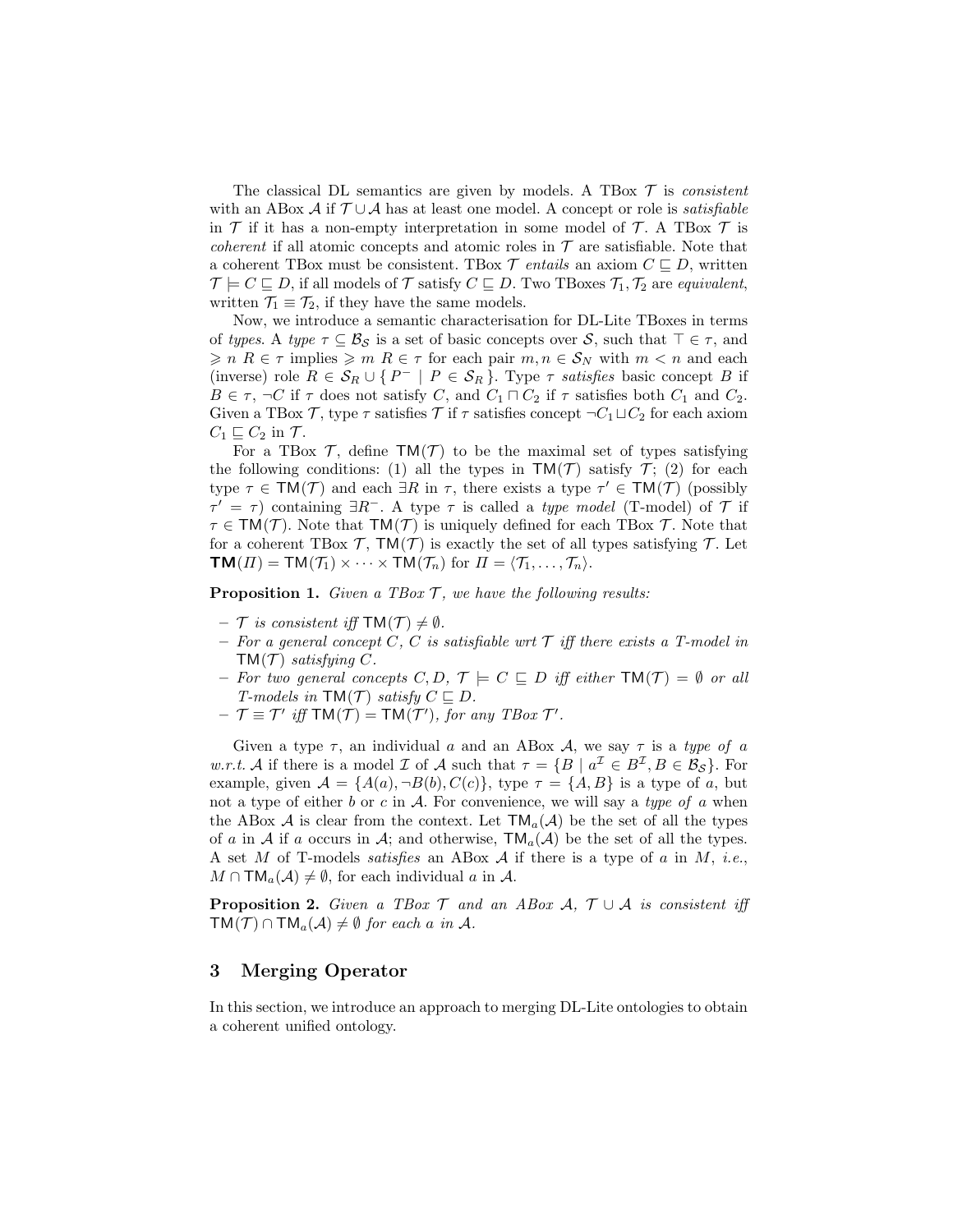The classical DL semantics are given by models. A TBox $\mathcal{T}$ is *consistent* with an ABox $\mathcal{A}$ if $\mathcal{T} \cup \mathcal{A}$ has at least one model. A concept or role is *satisfiable* in $\mathcal{T}$ if it has a non-empty interpretation in some model of $\mathcal{T}$. A TBox $\mathcal{T}$ is *coherent* if all atomic concepts and atomic roles in $\mathcal{T}$ are satisfiable. Note that a coherent TBox must be consistent. TBox $\mathcal{T}$ *entails* an axiom $C \sqsubseteq D$, written $\mathcal{T} \models C \sqsubseteq D$, if all models of $\mathcal{T}$ satisfy $C \sqsubseteq D$. Two TBoxes $\mathcal{T}_1, \mathcal{T}_2$ are *equivalent*, written $\mathcal{T}_1 \equiv \mathcal{T}_2$, if they have the same models.

Now, we introduce a semantic characterisation for DL-Lite TBoxes in terms of *types*. A *type* $\tau \subseteq \mathcal{B}_\mathcal{S}$ is a set of basic concepts over $\mathcal{S}$, such that $\top \in \tau$, and $\geqslant n\ R \in \tau$ implies $\geqslant m\ R \in \tau$ for each pair $m, n \in \mathcal{S}_N$ with $m < n$ and each (inverse) role $R \in \mathcal{S}_R \cup \{ P^- \mid P \in \mathcal{S}_R \}$. Type $\tau$ *satisfies* basic concept $B$ if $B \in \tau$, $\neg C$ if $\tau$ does not satisfy $C$, and $C_1 \sqcap C_2$ if $\tau$ satisfies both $C_1$ and $C_2$. Given a TBox $\mathcal{T}$, type $\tau$ satisfies $\mathcal{T}$ if $\tau$ satisfies concept $\neg C_1 \sqcup C_2$ for each axiom $C_1 \sqsubseteq C_2$ in $\mathcal{T}$.

For a TBox $\mathcal{T}$, define $\mathsf{TM}(\mathcal{T})$ to be the maximal set of types satisfying the following conditions: (1) all the types in $\mathsf{TM}(\mathcal{T})$ satisfy $\mathcal{T}$; (2) for each type $\tau \in \mathsf{TM}(\mathcal{T})$ and each $\exists R$ in $\tau$, there exists a type $\tau' \in \mathsf{TM}(\mathcal{T})$ (possibly $\tau' = \tau$) containing $\exists R^-$. A type $\tau$ is called a *type model* (T-model) of $\mathcal{T}$ if $\tau \in \mathsf{TM}(\mathcal{T})$. Note that $\mathsf{TM}(\mathcal{T})$ is uniquely defined for each TBox $\mathcal{T}$. Note that for a coherent TBox $\mathcal{T}$, $\mathsf{TM}(\mathcal{T})$ is exactly the set of all types satisfying $\mathcal{T}$. Let $\mathbf{TM}(\Pi) = \mathsf{TM}(\mathcal{T}_1) \times \cdots \times \mathsf{TM}(\mathcal{T}_n)$ for $\Pi = \langle \mathcal{T}_1, \ldots, \mathcal{T}_n \rangle$.

**Proposition 1.** *Given a TBox $\mathcal{T}$, we have the following results:*

- *$\mathcal{T}$ is consistent iff $\mathsf{TM}(\mathcal{T}) \neq \emptyset$.*
- *For a general concept $C$, $C$ is satisfiable wrt $\mathcal{T}$ iff there exists a T-model in $\mathsf{TM}(\mathcal{T})$ satisfying $C$.*
- *For two general concepts $C, D$, $\mathcal{T} \models C \sqsubseteq D$ iff either $\mathsf{TM}(\mathcal{T}) = \emptyset$ or all T-models in $\mathsf{TM}(\mathcal{T})$ satisfy $C \sqsubseteq D$.*
- *$\mathcal{T} \equiv \mathcal{T}'$ iff $\mathsf{TM}(\mathcal{T}) = \mathsf{TM}(\mathcal{T}')$, for any TBox $\mathcal{T}'$.*

Given a type $\tau$, an individual $a$ and an ABox $\mathcal{A}$, we say $\tau$ is a *type of $a$ w.r.t.* $\mathcal{A}$ if there is a model $\mathcal{I}$ of $\mathcal{A}$ such that $\tau = \{B \mid a^\mathcal{I} \in B^\mathcal{I}, B \in \mathcal{B}_\mathcal{S}\}$. For example, given $\mathcal{A} = \{A(a), \neg B(b), C(c)\}$, type $\tau = \{A, B\}$ is a type of $a$, but not a type of either $b$ or $c$ in $\mathcal{A}$. For convenience, we will say a *type of $a$* when the ABox $\mathcal{A}$ is clear from the context. Let $\mathsf{TM}_a(\mathcal{A})$ be the set of all the types of $a$ in $\mathcal{A}$ if $a$ occurs in $\mathcal{A}$; and otherwise, $\mathsf{TM}_a(\mathcal{A})$ be the set of all the types. A set $M$ of T-models *satisfies* an ABox $\mathcal{A}$ if there is a type of $a$ in $M$, *i.e.*, $M \cap \mathsf{TM}_a(\mathcal{A}) \neq \emptyset$, for each individual $a$ in $\mathcal{A}$.

**Proposition 2.** *Given a TBox $\mathcal{T}$ and an ABox $\mathcal{A}$, $\mathcal{T} \cup \mathcal{A}$ is consistent iff $\mathsf{TM}(\mathcal{T}) \cap \mathsf{TM}_a(\mathcal{A}) \neq \emptyset$ for each $a$ in $\mathcal{A}$.*

## 3 Merging Operator

In this section, we introduce an approach to merging DL-Lite ontologies to obtain a coherent unified ontology.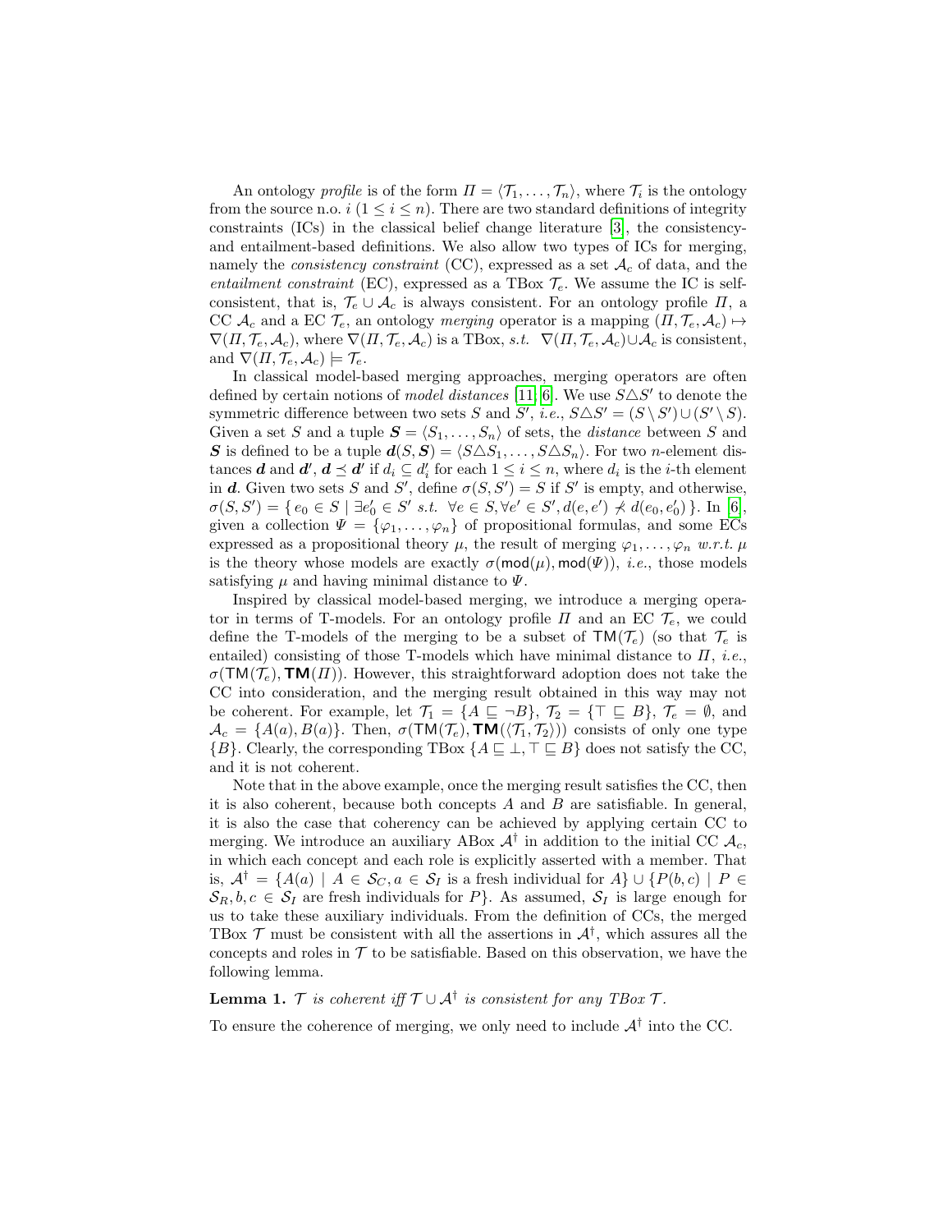An ontology *profile* is of the form $\Pi = \langle \mathcal{T}_1, \ldots, \mathcal{T}_n \rangle$, where $\mathcal{T}_i$ is the ontology from the source n.o. $i$ ($1 \leq i \leq n$). There are two standard definitions of integrity constraints (ICs) in the classical belief change literature [3], the consistency- and entailment-based definitions. We also allow two types of ICs for merging, namely the *consistency constraint* (CC), expressed as a set $\mathcal{A}_c$ of data, and the *entailment constraint* (EC), expressed as a TBox $\mathcal{T}_e$. We assume the IC is self-consistent, that is, $\mathcal{T}_e \cup \mathcal{A}_c$ is always consistent. For an ontology profile $\Pi$, a CC $\mathcal{A}_c$ and a EC $\mathcal{T}_e$, an ontology *merging* operator is a mapping $(\Pi, \mathcal{T}_e, \mathcal{A}_c) \mapsto \nabla(\Pi, \mathcal{T}_e, \mathcal{A}_c)$, where $\nabla(\Pi, \mathcal{T}_e, \mathcal{A}_c)$ is a TBox, *s.t.* $\nabla(\Pi, \mathcal{T}_e, \mathcal{A}_c) \cup \mathcal{A}_c$ is consistent, and $\nabla(\Pi, \mathcal{T}_e, \mathcal{A}_c) \models \mathcal{T}_e$.

In classical model-based merging approaches, merging operators are often defined by certain notions of *model distances* [11, 6]. We use $S \triangle S'$ to denote the symmetric difference between two sets $S$ and $S'$, *i.e.*, $S \triangle S' = (S \setminus S') \cup (S' \setminus S)$. Given a set $S$ and a tuple $\boldsymbol{S} = \langle S_1, \ldots, S_n \rangle$ of sets, the *distance* between $S$ and $\boldsymbol{S}$ is defined to be a tuple $\boldsymbol{d}(S, \boldsymbol{S}) = \langle S \triangle S_1, \ldots, S \triangle S_n \rangle$. For two $n$-element distances $\boldsymbol{d}$ and $\boldsymbol{d'}$, $\boldsymbol{d} \preceq \boldsymbol{d'}$ if $d_i \subseteq d'_i$ for each $1 \leq i \leq n$, where $d_i$ is the $i$-th element in $\boldsymbol{d}$. Given two sets $S$ and $S'$, define $\sigma(S, S') = S$ if $S'$ is empty, and otherwise, $\sigma(S, S') = \{\, e_0 \in S \mid \exists e'_0 \in S' \ s.t. \ \forall e \in S, \forall e' \in S', d(e, e') \not\prec d(e_0, e'_0) \,\}$. In [6], given a collection $\Psi = \{\varphi_1, \ldots, \varphi_n\}$ of propositional formulas, and some ECs expressed as a propositional theory $\mu$, the result of merging $\varphi_1, \ldots, \varphi_n$ *w.r.t.* $\mu$ is the theory whose models are exactly $\sigma(\mathsf{mod}(\mu), \mathsf{mod}(\Psi))$, *i.e.*, those models satisfying $\mu$ and having minimal distance to $\Psi$.

Inspired by classical model-based merging, we introduce a merging operator in terms of T-models. For an ontology profile $\Pi$ and an EC $\mathcal{T}_e$, we could define the T-models of the merging to be a subset of $\mathsf{TM}(\mathcal{T}_e)$ (so that $\mathcal{T}_e$ is entailed) consisting of those T-models which have minimal distance to $\Pi$, *i.e.*, $\sigma(\mathsf{TM}(\mathcal{T}_e), \mathbf{TM}(\Pi))$. However, this straightforward adoption does not take the CC into consideration, and the merging result obtained in this way may not be coherent. For example, let $\mathcal{T}_1 = \{A \sqsubseteq \neg B\}$, $\mathcal{T}_2 = \{\top \sqsubseteq B\}$, $\mathcal{T}_e = \emptyset$, and $\mathcal{A}_c = \{A(a), B(a)\}$. Then, $\sigma(\mathsf{TM}(\mathcal{T}_e), \mathbf{TM}(\langle \mathcal{T}_1, \mathcal{T}_2 \rangle))$ consists of only one type $\{B\}$. Clearly, the corresponding TBox $\{A \sqsubseteq \bot, \top \sqsubseteq B\}$ does not satisfy the CC, and it is not coherent.

Note that in the above example, once the merging result satisfies the CC, then it is also coherent, because both concepts $A$ and $B$ are satisfiable. In general, it is also the case that coherency can be achieved by applying certain CC to merging. We introduce an auxiliary ABox $\mathcal{A}^\dagger$ in addition to the initial CC $\mathcal{A}_c$, in which each concept and each role is explicitly asserted with a member. That is, $\mathcal{A}^\dagger = \{A(a) \mid A \in \mathcal{S}_C, a \in \mathcal{S}_I \text{ is a fresh individual for } A\} \cup \{P(b, c) \mid P \in \mathcal{S}_R, b, c \in \mathcal{S}_I \text{ are fresh individuals for } P\}$. As assumed, $\mathcal{S}_I$ is large enough for us to take these auxiliary individuals. From the definition of CCs, the merged TBox $\mathcal{T}$ must be consistent with all the assertions in $\mathcal{A}^\dagger$, which assures all the concepts and roles in $\mathcal{T}$ to be satisfiable. Based on this observation, we have the following lemma.

**Lemma 1.** *$\mathcal{T}$ is coherent iff $\mathcal{T} \cup \mathcal{A}^\dagger$ is consistent for any TBox $\mathcal{T}$.*

To ensure the coherence of merging, we only need to include $\mathcal{A}^\dagger$ into the CC.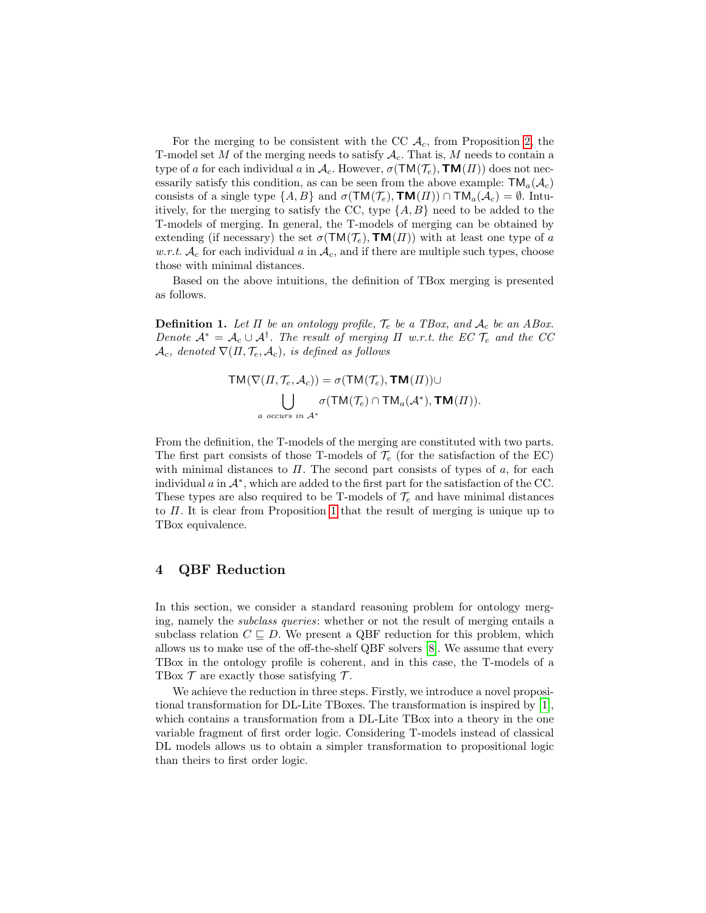For the merging to be consistent with the CC $\mathcal{A}_c$, from Proposition 2, the T-model set $M$ of the merging needs to satisfy $\mathcal{A}_c$. That is, $M$ needs to contain a type of $a$ for each individual $a$ in $\mathcal{A}_c$. However, $\sigma(\mathsf{TM}(\mathcal{T}_e), \mathbf{TM}(\Pi))$ does not necessarily satisfy this condition, as can be seen from the above example: $\mathsf{TM}_a(\mathcal{A}_c)$ consists of a single type $\{A, B\}$ and $\sigma(\mathsf{TM}(\mathcal{T}_e), \mathbf{TM}(\Pi)) \cap \mathsf{TM}_a(\mathcal{A}_c) = \emptyset$. Intuitively, for the merging to satisfy the CC, type $\{A, B\}$ need to be added to the T-models of merging. In general, the T-models of merging can be obtained by extending (if necessary) the set $\sigma(\mathsf{TM}(\mathcal{T}_e), \mathbf{TM}(\Pi))$ with at least one type of $a$ *w.r.t.* $\mathcal{A}_c$ for each individual $a$ in $\mathcal{A}_c$, and if there are multiple such types, choose those with minimal distances.

Based on the above intuitions, the definition of TBox merging is presented as follows.

**Definition 1.** *Let $\Pi$ be an ontology profile, $\mathcal{T}_e$ be a TBox, and $\mathcal{A}_c$ be an ABox. Denote $\mathcal{A}^* = \mathcal{A}_c \cup \mathcal{A}^\dagger$. The result of merging $\Pi$ w.r.t. the EC $\mathcal{T}_e$ and the CC $\mathcal{A}_c$, denoted $\nabla(\Pi, \mathcal{T}_e, \mathcal{A}_c)$, is defined as follows*

$$\mathsf{TM}(\nabla(\Pi, \mathcal{T}_e, \mathcal{A}_c)) = \sigma(\mathsf{TM}(\mathcal{T}_e), \mathbf{TM}(\Pi)) \cup \bigcup_{a \text{ occurs in } \mathcal{A}^*} \sigma(\mathsf{TM}(\mathcal{T}_e) \cap \mathsf{TM}_a(\mathcal{A}^*), \mathbf{TM}(\Pi)).$$

From the definition, the T-models of the merging are constituted with two parts. The first part consists of those T-models of $\mathcal{T}_e$ (for the satisfaction of the EC) with minimal distances to $\Pi$. The second part consists of types of $a$, for each individual $a$ in $\mathcal{A}^*$, which are added to the first part for the satisfaction of the CC. These types are also required to be T-models of $\mathcal{T}_e$ and have minimal distances to $\Pi$. It is clear from Proposition 1 that the result of merging is unique up to TBox equivalence.

## 4 QBF Reduction

In this section, we consider a standard reasoning problem for ontology merging, namely the *subclass queries*: whether or not the result of merging entails a subclass relation $C \sqsubseteq D$. We present a QBF reduction for this problem, which allows us to make use of the off-the-shelf QBF solvers [8]. We assume that every TBox in the ontology profile is coherent, and in this case, the T-models of a TBox $\mathcal{T}$ are exactly those satisfying $\mathcal{T}$.

We achieve the reduction in three steps. Firstly, we introduce a novel propositional transformation for DL-Lite TBoxes. The transformation is inspired by [1], which contains a transformation from a DL-Lite TBox into a theory in the one variable fragment of first order logic. Considering T-models instead of classical DL models allows us to obtain a simpler transformation to propositional logic than theirs to first order logic.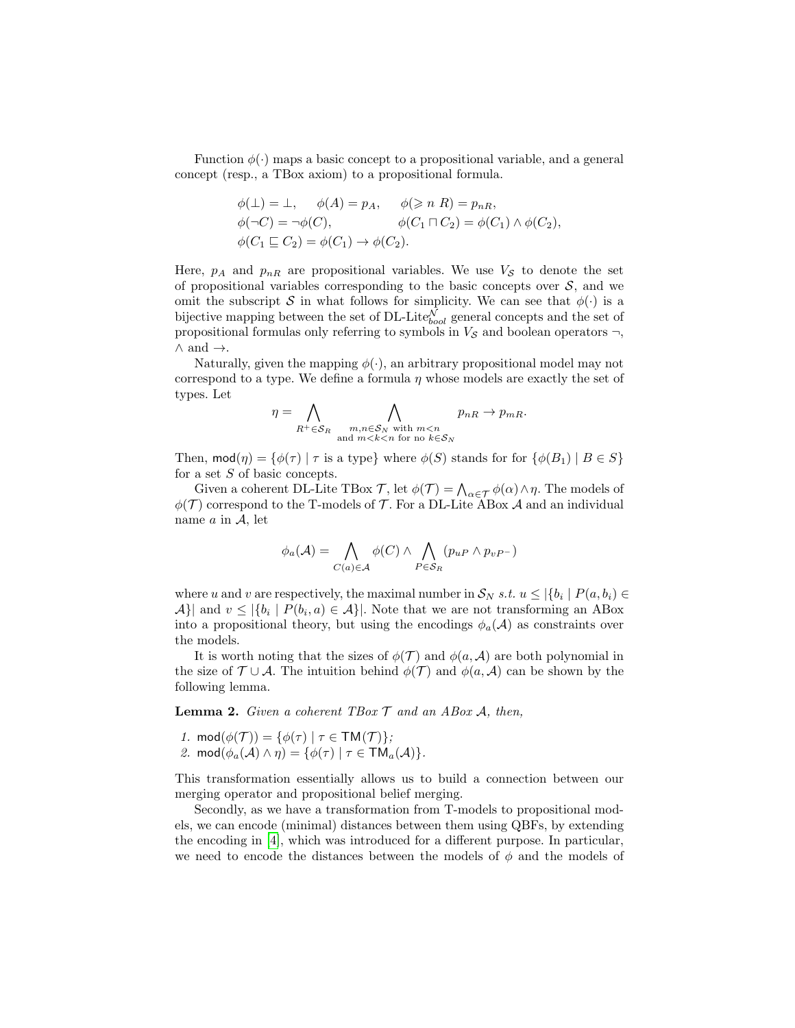Function $\phi(\cdot)$ maps a basic concept to a propositional variable, and a general concept (resp., a TBox axiom) to a propositional formula.

$$\begin{array}{ll}
\phi(\bot) = \bot, \quad \phi(A) = p_A, & \phi(\geqslant n\ R) = p_{nR}, \\
\phi(\neg C) = \neg\phi(C), & \phi(C_1 \sqcap C_2) = \phi(C_1) \wedge \phi(C_2), \\
\phi(C_1 \sqsubseteq C_2) = \phi(C_1) \rightarrow \phi(C_2). &
\end{array}$$

Here, $p_A$ and $p_{nR}$ are propositional variables. We use $V_\mathcal{S}$ to denote the set of propositional variables corresponding to the basic concepts over $\mathcal{S}$, and we omit the subscript $\mathcal{S}$ in what follows for simplicity. We can see that $\phi(\cdot)$ is a bijective mapping between the set of DL-Lite$^\mathcal{N}_{bool}$ general concepts and the set of propositional formulas only referring to symbols in $V_\mathcal{S}$ and boolean operators $\neg$, $\wedge$ and $\rightarrow$.

Naturally, given the mapping $\phi(\cdot)$, an arbitrary propositional model may not correspond to a type. We define a formula $\eta$ whose models are exactly the set of types. Let

$$\eta = \bigwedge_{R^+ \in \mathcal{S}_R} \bigwedge_{\substack{m,n \in \mathcal{S}_N \text{ with } m<n \\ \text{and } m<k<n \text{ for no } k \in \mathcal{S}_N}} p_{nR} \rightarrow p_{mR}.$$

Then, $\mathsf{mod}(\eta) = \{\phi(\tau) \mid \tau \text{ is a type}\}$ where $\phi(S)$ stands for for $\{\phi(B_1) \mid B \in S\}$ for a set $S$ of basic concepts.

Given a coherent DL-Lite TBox $\mathcal{T}$, let $\phi(\mathcal{T}) = \bigwedge_{\alpha \in \mathcal{T}} \phi(\alpha) \wedge \eta$. The models of $\phi(\mathcal{T})$ correspond to the T-models of $\mathcal{T}$. For a DL-Lite ABox $\mathcal{A}$ and an individual name $a$ in $\mathcal{A}$, let

$$\phi_a(\mathcal{A}) = \bigwedge_{C(a) \in \mathcal{A}} \phi(C) \wedge \bigwedge_{P \in \mathcal{S}_R} (p_{uP} \wedge p_{vP^-})$$

where $u$ and $v$ are respectively, the maximal number in $\mathcal{S}_N$ *s.t.* $u \leq |\{b_i \mid P(a, b_i) \in \mathcal{A}\}|$ and $v \leq |\{b_i \mid P(b_i, a) \in \mathcal{A}\}|$. Note that we are not transforming an ABox into a propositional theory, but using the encodings $\phi_a(\mathcal{A})$ as constraints over the models.

It is worth noting that the sizes of $\phi(\mathcal{T})$ and $\phi(a, \mathcal{A})$ are both polynomial in the size of $\mathcal{T} \cup \mathcal{A}$. The intuition behind $\phi(\mathcal{T})$ and $\phi(a, \mathcal{A})$ can be shown by the following lemma.

**Lemma 2.** *Given a coherent TBox $\mathcal{T}$ and an ABox $\mathcal{A}$, then,*

1. $\mathsf{mod}(\phi(\mathcal{T})) = \{\phi(\tau) \mid \tau \in \mathsf{TM}(\mathcal{T})\}$*;*
2. $\mathsf{mod}(\phi_a(\mathcal{A}) \wedge \eta) = \{\phi(\tau) \mid \tau \in \mathsf{TM}_a(\mathcal{A})\}$*.*

This transformation essentially allows us to build a connection between our merging operator and propositional belief merging.

Secondly, as we have a transformation from T-models to propositional models, we can encode (minimal) distances between them using QBFs, by extending the encoding in [4], which was introduced for a different purpose. In particular, we need to encode the distances between the models of $\phi$ and the models of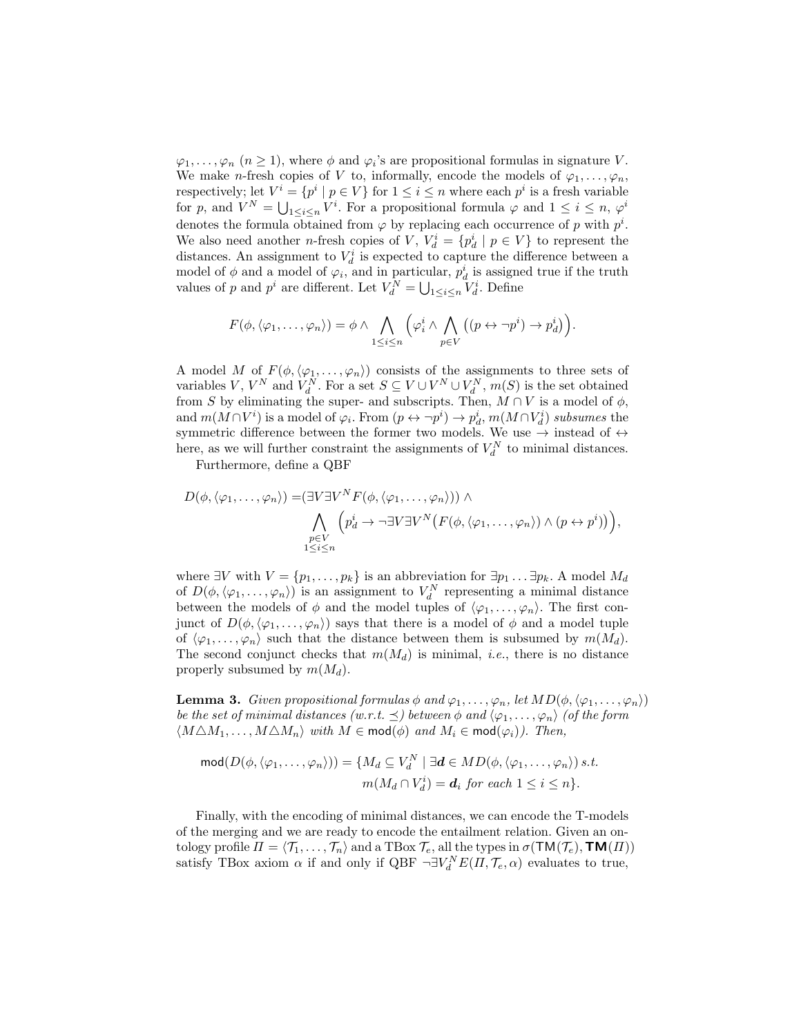$\varphi_1, \ldots, \varphi_n$ ($n \geq 1$), where $\phi$ and $\varphi_i$'s are propositional formulas in signature $V$. We make $n$-fresh copies of $V$ to, informally, encode the models of $\varphi_1, \ldots, \varphi_n$, respectively; let $V^i = \{p^i \mid p \in V\}$ for $1 \leq i \leq n$ where each $p^i$ is a fresh variable for $p$, and $V^N = \bigcup_{1 \leq i \leq n} V^i$. For a propositional formula $\varphi$ and $1 \leq i \leq n$, $\varphi^i$ denotes the formula obtained from $\varphi$ by replacing each occurrence of $p$ with $p^i$. We also need another $n$-fresh copies of $V$, $V_d^i = \{p_d^i \mid p \in V\}$ to represent the distances. An assignment to $V_d^i$ is expected to capture the difference between a model of $\phi$ and a model of $\varphi_i$, and in particular, $p_d^i$ is assigned true if the truth values of $p$ and $p^i$ are different. Let $V_d^N = \bigcup_{1 \leq i \leq n} V_d^i$. Define

$$F(\phi, \langle \varphi_1, \ldots, \varphi_n \rangle) = \phi \wedge \bigwedge_{1 \leq i \leq n} \Big( \varphi_i^i \wedge \bigwedge_{p \in V} \big( (p \leftrightarrow \neg p^i) \rightarrow p_d^i \big) \Big).$$

A model $M$ of $F(\phi, \langle \varphi_1, \ldots, \varphi_n \rangle)$ consists of the assignments to three sets of variables $V$, $V^N$ and $V_d^N$. For a set $S \subseteq V \cup V^N \cup V_d^N$, $m(S)$ is the set obtained from $S$ by eliminating the super- and subscripts. Then, $M \cap V$ is a model of $\phi$, and $m(M \cap V^i)$ is a model of $\varphi_i$. From $(p \leftrightarrow \neg p^i) \rightarrow p_d^i$, $m(M \cap V_d^i)$ *subsumes* the symmetric difference between the former two models. We use $\rightarrow$ instead of $\leftrightarrow$ here, as we will further constraint the assignments of $V_d^N$ to minimal distances.

Furthermore, define a QBF

$$\begin{aligned} D(\phi, \langle \varphi_1, \ldots, \varphi_n \rangle) = & (\exists V \exists V^N F(\phi, \langle \varphi_1, \ldots, \varphi_n \rangle)) \wedge \\ & \bigwedge_{\substack{p \in V \\ 1 \leq i \leq n}} \Big( p_d^i \rightarrow \neg \exists V \exists V^N \big( F(\phi, \langle \varphi_1, \ldots, \varphi_n \rangle) \wedge (p \leftrightarrow p^i) \big) \Big), \end{aligned}$$

where $\exists V$ with $V = \{p_1, \ldots, p_k\}$ is an abbreviation for $\exists p_1 \ldots \exists p_k$. A model $M_d$ of $D(\phi, \langle \varphi_1, \ldots, \varphi_n \rangle)$ is an assignment to $V_d^N$ representing a minimal distance between the models of $\phi$ and the model tuples of $\langle \varphi_1, \ldots, \varphi_n \rangle$. The first conjunct of $D(\phi, \langle \varphi_1, \ldots, \varphi_n \rangle)$ says that there is a model of $\phi$ and a model tuple of $\langle \varphi_1, \ldots, \varphi_n \rangle$ such that the distance between them is subsumed by $m(M_d)$. The second conjunct checks that $m(M_d)$ is minimal, *i.e.*, there is no distance properly subsumed by $m(M_d)$.

**Lemma 3.** *Given propositional formulas $\phi$ and $\varphi_1, \ldots, \varphi_n$, let $MD(\phi, \langle \varphi_1, \ldots, \varphi_n \rangle)$ be the set of minimal distances (w.r.t. $\preceq$) between $\phi$ and $\langle \varphi_1, \ldots, \varphi_n \rangle$ (of the form $\langle M \triangle M_1, \ldots, M \triangle M_n \rangle$ with $M \in \mathsf{mod}(\phi)$ and $M_i \in \mathsf{mod}(\varphi_i)$). Then,*

$$\begin{aligned} \mathsf{mod}(D(\phi, \langle \varphi_1, \ldots, \varphi_n \rangle)) = \{ M_d \subseteq V_d^N \mid \exists \boldsymbol{d} \in MD(\phi, \langle \varphi_1, \ldots, \varphi_n \rangle) \ s.t. \\ m(M_d \cap V_d^i) = \boldsymbol{d}_i \ \text{for each} \ 1 \leq i \leq n \}. \end{aligned}$$

Finally, with the encoding of minimal distances, we can encode the T-models of the merging and we are ready to encode the entailment relation. Given an ontology profile $\Pi = \langle \mathcal{T}_1, \ldots, \mathcal{T}_n \rangle$ and a TBox $\mathcal{T}_e$, all the types in $\sigma(\mathsf{TM}(\mathcal{T}_e), \mathbf{TM}(\Pi))$ satisfy TBox axiom $\alpha$ if and only if QBF $\neg \exists V_d^N E(\Pi, \mathcal{T}_e, \alpha)$ evaluates to true,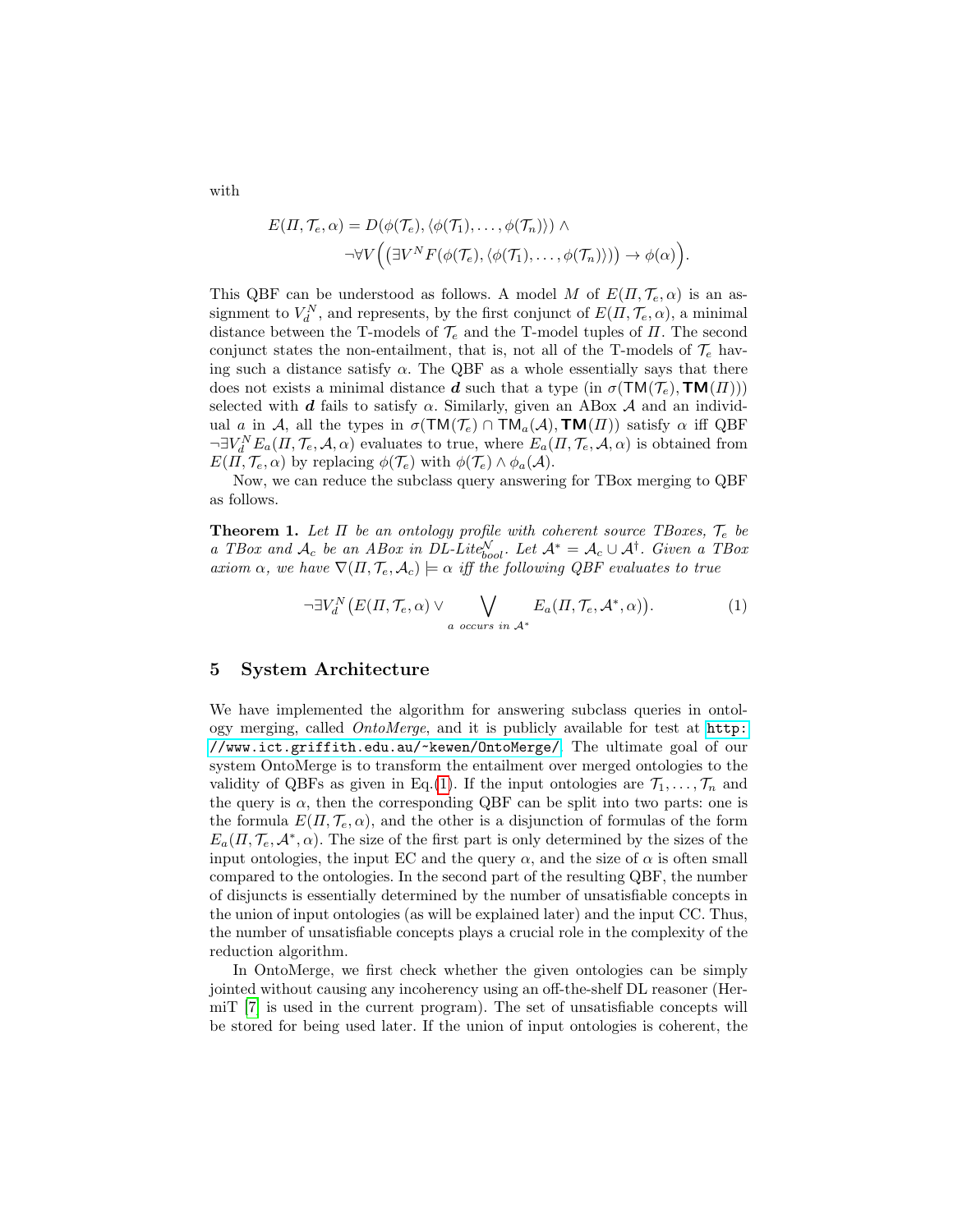with

$$E(\Pi, \mathcal{T}_e, \alpha) = D(\phi(\mathcal{T}_e), \langle \phi(\mathcal{T}_1), \ldots, \phi(\mathcal{T}_n) \rangle) \wedge$$
$$\neg \forall V \Big( \big( \exists V^N F(\phi(\mathcal{T}_e), \langle \phi(\mathcal{T}_1), \ldots, \phi(\mathcal{T}_n) \rangle) \big) \rightarrow \phi(\alpha) \Big).$$

This QBF can be understood as follows. A model $M$ of $E(\Pi, \mathcal{T}_e, \alpha)$ is an assignment to $V_d^N$, and represents, by the first conjunct of $E(\Pi, \mathcal{T}_e, \alpha)$, a minimal distance between the T-models of $\mathcal{T}_e$ and the T-model tuples of $\Pi$. The second conjunct states the non-entailment, that is, not all of the T-models of $\mathcal{T}_e$ having such a distance satisfy $\alpha$. The QBF as a whole essentially says that there does not exists a minimal distance $\boldsymbol{d}$ such that a type (in $\sigma(\mathsf{TM}(\mathcal{T}_e), \mathbf{TM}(\Pi))$) selected with $\boldsymbol{d}$ fails to satisfy $\alpha$. Similarly, given an ABox $\mathcal{A}$ and an individual $a$ in $\mathcal{A}$, all the types in $\sigma(\mathsf{TM}(\mathcal{T}_e) \cap \mathsf{TM}_a(\mathcal{A}), \mathbf{TM}(\Pi))$ satisfy $\alpha$ iff QBF $\neg \exists V_d^N E_a(\Pi, \mathcal{T}_e, \mathcal{A}, \alpha)$ evaluates to true, where $E_a(\Pi, \mathcal{T}_e, \mathcal{A}, \alpha)$ is obtained from $E(\Pi, \mathcal{T}_e, \alpha)$ by replacing $\phi(\mathcal{T}_e)$ with $\phi(\mathcal{T}_e) \wedge \phi_a(\mathcal{A})$.

Now, we can reduce the subclass query answering for TBox merging to QBF as follows.

**Theorem 1.** *Let $\Pi$ be an ontology profile with coherent source TBoxes, $\mathcal{T}_e$ be a TBox and $\mathcal{A}_c$ be an ABox in DL-Lite$_{bool}^{\mathcal{N}}$. Let $\mathcal{A}^* = \mathcal{A}_c \cup \mathcal{A}^\dagger$. Given a TBox axiom $\alpha$, we have $\nabla(\Pi, \mathcal{T}_e, \mathcal{A}_c) \models \alpha$ iff the following QBF evaluates to true*

$$\neg \exists V_d^N \big( E(\Pi, \mathcal{T}_e, \alpha) \vee \bigvee_{a \text{ occurs in } \mathcal{A}^*} E_a(\Pi, \mathcal{T}_e, \mathcal{A}^*, \alpha) \big). \tag{1}$$

## 5 System Architecture

We have implemented the algorithm for answering subclass queries in ontology merging, called *OntoMerge*, and it is publicly available for test at http://www.ict.griffith.edu.au/~kewen/OntoMerge/. The ultimate goal of our system OntoMerge is to transform the entailment over merged ontologies to the validity of QBFs as given in Eq.(1). If the input ontologies are $\mathcal{T}_1, \ldots, \mathcal{T}_n$ and the query is $\alpha$, then the corresponding QBF can be split into two parts: one is the formula $E(\Pi, \mathcal{T}_e, \alpha)$, and the other is a disjunction of formulas of the form $E_a(\Pi, \mathcal{T}_e, \mathcal{A}^*, \alpha)$. The size of the first part is only determined by the sizes of the input ontologies, the input EC and the query $\alpha$, and the size of $\alpha$ is often small compared to the ontologies. In the second part of the resulting QBF, the number of disjuncts is essentially determined by the number of unsatisfiable concepts in the union of input ontologies (as will be explained later) and the input CC. Thus, the number of unsatisfiable concepts plays a crucial role in the complexity of the reduction algorithm.

In OntoMerge, we first check whether the given ontologies can be simply jointed without causing any incoherency using an off-the-shelf DL reasoner (HermiT [7] is used in the current program). The set of unsatisfiable concepts will be stored for being used later. If the union of input ontologies is coherent, the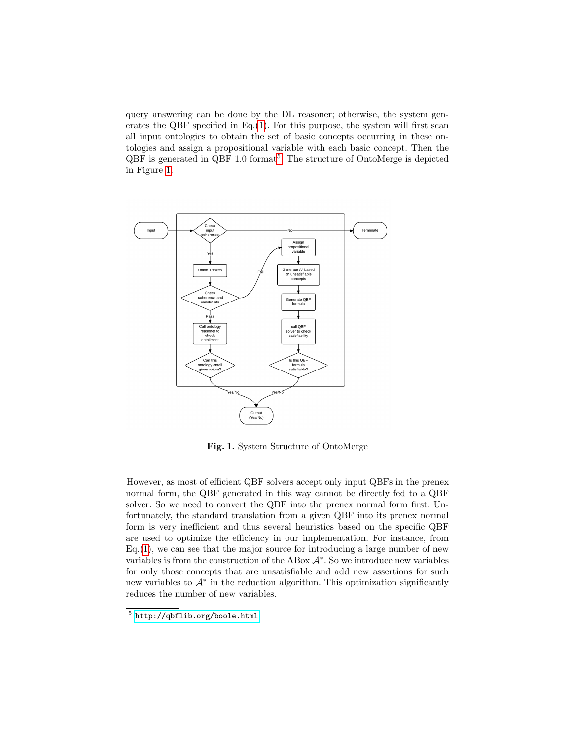query answering can be done by the DL reasoner; otherwise, the system generates the QBF specified in Eq.(1). For this purpose, the system will first scan all input ontologies to obtain the set of basic concepts occurring in these ontologies and assign a propositional variable with each basic concept. Then the QBF is generated in QBF 1.0 format[5]. The structure of OntoMerge is depicted in Figure 1.

**Fig. 1.** System Structure of OntoMerge

However, as most of efficient QBF solvers accept only input QBFs in the prenex normal form, the QBF generated in this way cannot be directly fed to a QBF solver. So we need to convert the QBF into the prenex normal form first. Unfortunately, the standard translation from a given QBF into its prenex normal form is very inefficient and thus several heuristics based on the specific QBF are used to optimize the efficiency in our implementation. For instance, from Eq.(1), we can see that the major source for introducing a large number of new variables is from the construction of the ABox $\mathcal{A}^*$. So we introduce new variables for only those concepts that are unsatisfiable and add new assertions for such new variables to $\mathcal{A}^*$ in the reduction algorithm. This optimization significantly reduces the number of new variables.

[5] http://qbflib.org/boole.html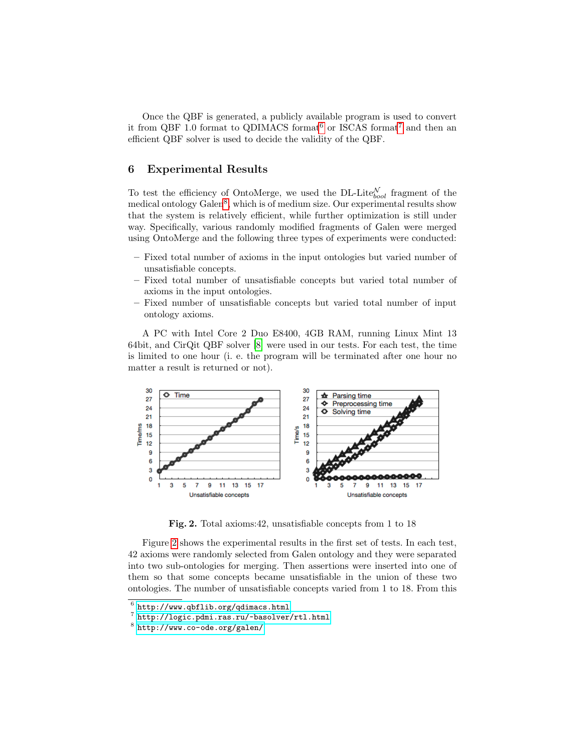Once the QBF is generated, a publicly available program is used to convert it from QBF 1.0 format to QDIMACS format[6] or ISCAS format[7] and then an efficient QBF solver is used to decide the validity of the QBF.

## 6 Experimental Results

To test the efficiency of OntoMerge, we used the DL-Lite$^{\mathcal{N}}_{bool}$ fragment of the medical ontology Galen[8], which is of medium size. Our experimental results show that the system is relatively efficient, while further optimization is still under way. Specifically, various randomly modified fragments of Galen were merged using OntoMerge and the following three types of experiments were conducted:

- Fixed total number of axioms in the input ontologies but varied number of unsatisfiable concepts.
- Fixed total number of unsatisfiable concepts but varied total number of axioms in the input ontologies.
- Fixed number of unsatisfiable concepts but varied total number of input ontology axioms.

A PC with Intel Core 2 Duo E8400, 4GB RAM, running Linux Mint 13 64bit, and CirQit QBF solver [8] were used in our tests. For each test, the time is limited to one hour (i. e. the program will be terminated after one hour no matter a result is returned or not).

**Fig. 2.** Total axioms:42, unsatisfiable concepts from 1 to 18

Figure 2 shows the experimental results in the first set of tests. In each test, 42 axioms were randomly selected from Galen ontology and they were separated into two sub-ontologies for merging. Then assertions were inserted into one of them so that some concepts became unsatisfiable in the union of these two ontologies. The number of unsatisfiable concepts varied from 1 to 18. From this

[6] http://www.qbflib.org/qdimacs.html

[7] http://logic.pdmi.ras.ru/~basolver/rtl.html

[8] http://www.co-ode.org/galen/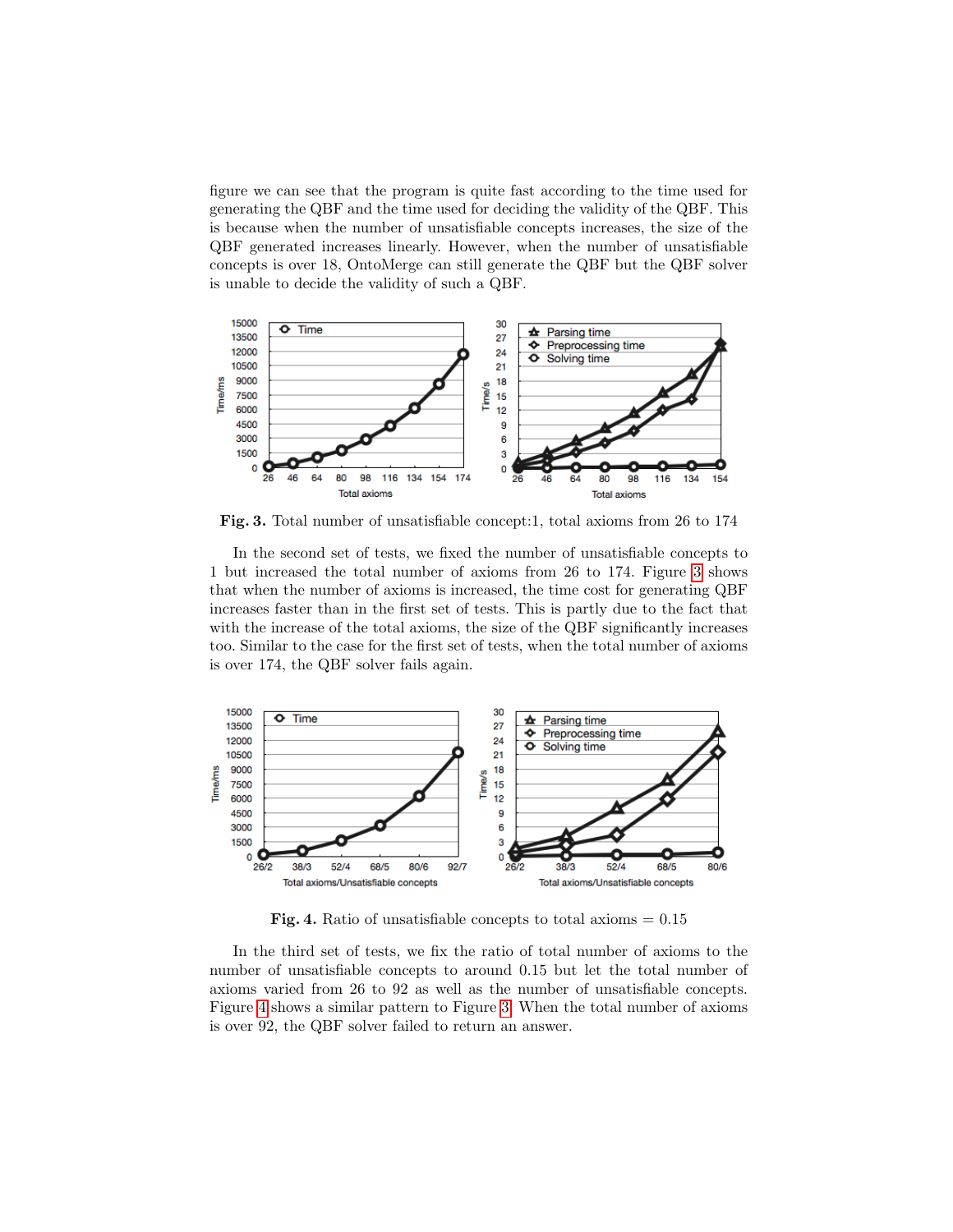figure we can see that the program is quite fast according to the time used for generating the QBF and the time used for deciding the validity of the QBF. This is because when the number of unsatisfiable concepts increases, the size of the QBF generated increases linearly. However, when the number of unsatisfiable concepts is over 18, OntoMerge can still generate the QBF but the QBF solver is unable to decide the validity of such a QBF.

**Fig. 3.** Total number of unsatisfiable concept:1, total axioms from 26 to 174

In the second set of tests, we fixed the number of unsatisfiable concepts to 1 but increased the total number of axioms from 26 to 174. Figure 3 shows that when the number of axioms is increased, the time cost for generating QBF increases faster than in the first set of tests. This is partly due to the fact that with the increase of the total axioms, the size of the QBF significantly increases too. Similar to the case for the first set of tests, when the total number of axioms is over 174, the QBF solver fails again.

**Fig. 4.** Ratio of unsatisfiable concepts to total axioms = 0.15

In the third set of tests, we fix the ratio of total number of axioms to the number of unsatisfiable concepts to around 0.15 but let the total number of axioms varied from 26 to 92 as well as the number of unsatisfiable concepts. Figure 4 shows a similar pattern to Figure 3. When the total number of axioms is over 92, the QBF solver failed to return an answer.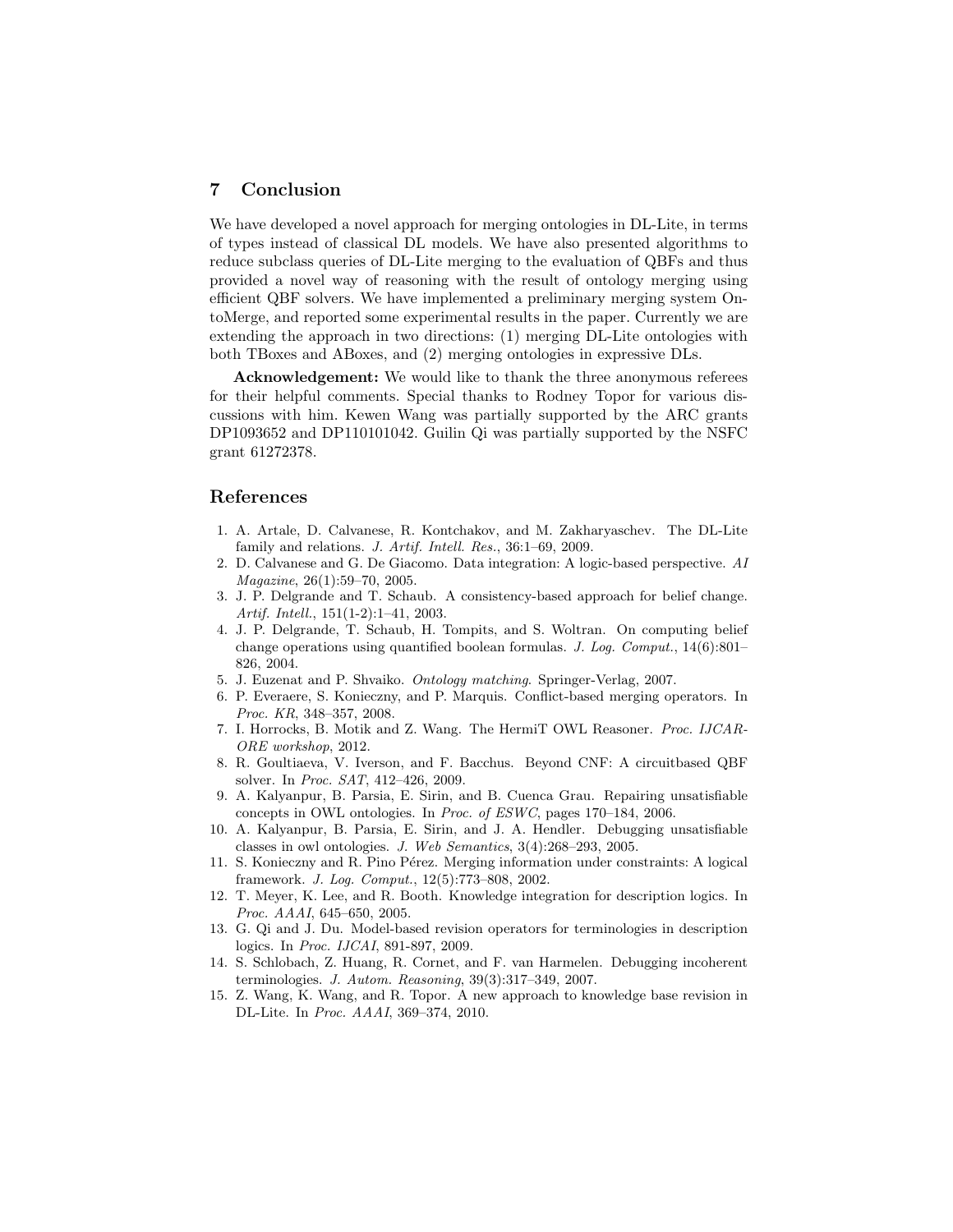## 7 Conclusion

We have developed a novel approach for merging ontologies in DL-Lite, in terms of types instead of classical DL models. We have also presented algorithms to reduce subclass queries of DL-Lite merging to the evaluation of QBFs and thus provided a novel way of reasoning with the result of ontology merging using efficient QBF solvers. We have implemented a preliminary merging system OntoMerge, and reported some experimental results in the paper. Currently we are extending the approach in two directions: (1) merging DL-Lite ontologies with both TBoxes and ABoxes, and (2) merging ontologies in expressive DLs.

**Acknowledgement:** We would like to thank the three anonymous referees for their helpful comments. Special thanks to Rodney Topor for various discussions with him. Kewen Wang was partially supported by the ARC grants DP1093652 and DP110101042. Guilin Qi was partially supported by the NSFC grant 61272378.

## References

1. A. Artale, D. Calvanese, R. Kontchakov, and M. Zakharyaschev. The DL-Lite family and relations. *J. Artif. Intell. Res.*, 36:1–69, 2009.
2. D. Calvanese and G. De Giacomo. Data integration: A logic-based perspective. *AI Magazine*, 26(1):59–70, 2005.
3. J. P. Delgrande and T. Schaub. A consistency-based approach for belief change. *Artif. Intell.*, 151(1-2):1–41, 2003.
4. J. P. Delgrande, T. Schaub, H. Tompits, and S. Woltran. On computing belief change operations using quantified boolean formulas. *J. Log. Comput.*, 14(6):801–826, 2004.
5. J. Euzenat and P. Shvaiko. *Ontology matching*. Springer-Verlag, 2007.
6. P. Everaere, S. Konieczny, and P. Marquis. Conflict-based merging operators. In *Proc. KR*, 348–357, 2008.
7. I. Horrocks, B. Motik and Z. Wang. The HermiT OWL Reasoner. *Proc. IJCAR-ORE workshop*, 2012.
8. R. Goultiaeva, V. Iverson, and F. Bacchus. Beyond CNF: A circuitbased QBF solver. In *Proc. SAT*, 412–426, 2009.
9. A. Kalyanpur, B. Parsia, E. Sirin, and B. Cuenca Grau. Repairing unsatisfiable concepts in OWL ontologies. In *Proc. of ESWC*, pages 170–184, 2006.
10. A. Kalyanpur, B. Parsia, E. Sirin, and J. A. Hendler. Debugging unsatisfiable classes in owl ontologies. *J. Web Semantics*, 3(4):268–293, 2005.
11. S. Konieczny and R. Pino Pérez. Merging information under constraints: A logical framework. *J. Log. Comput.*, 12(5):773–808, 2002.
12. T. Meyer, K. Lee, and R. Booth. Knowledge integration for description logics. In *Proc. AAAI*, 645–650, 2005.
13. G. Qi and J. Du. Model-based revision operators for terminologies in description logics. In *Proc. IJCAI*, 891-897, 2009.
14. S. Schlobach, Z. Huang, R. Cornet, and F. van Harmelen. Debugging incoherent terminologies. *J. Autom. Reasoning*, 39(3):317–349, 2007.
15. Z. Wang, K. Wang, and R. Topor. A new approach to knowledge base revision in DL-Lite. In *Proc. AAAI*, 369–374, 2010.